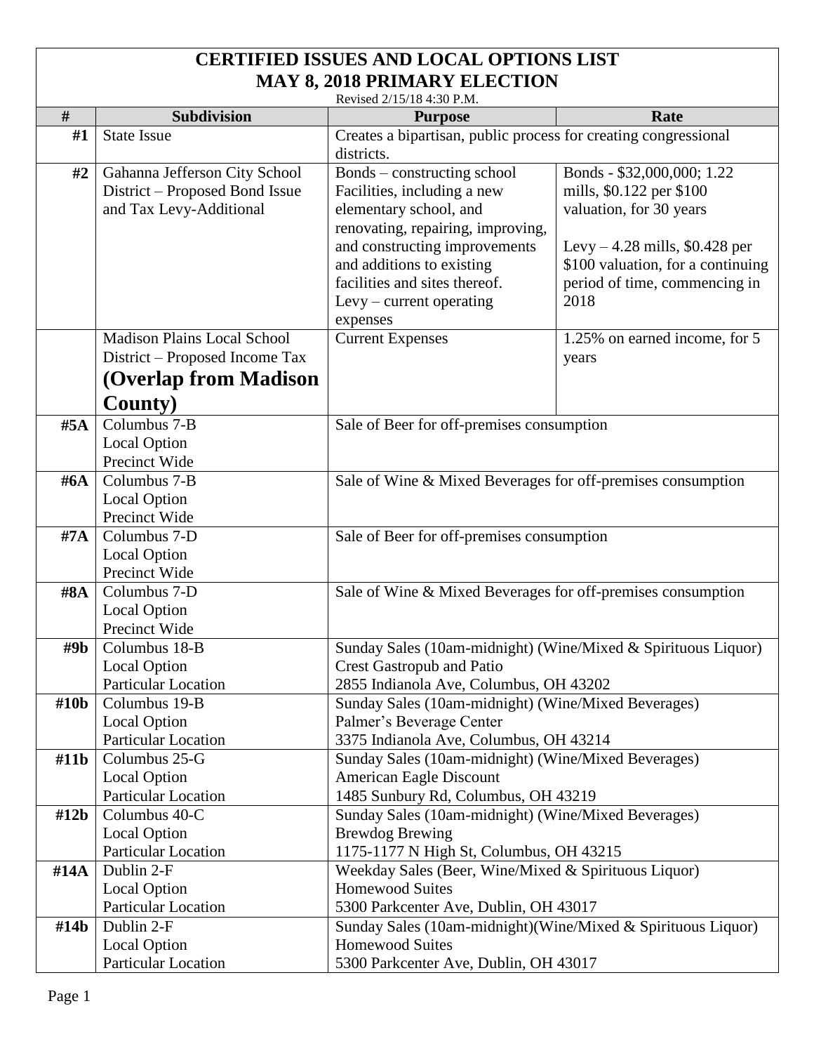# CERTIFIED ISSUES AND LOCAL OPTIONS LIST
## MAY 8, 2018 PRIMARY ELECTION

Revised 2/15/18 4:30 P.M.

| # | Subdivision | Purpose | Rate |
|---|---|---|---|
| #1 | State Issue | Creates a bipartisan, public process for creating congressional districts. | |
| #2 | Gahanna Jefferson City School District – Proposed Bond Issue and Tax Levy-Additional | Bonds – constructing school Facilities, including a new elementary school, and renovating, repairing, improving, and constructing improvements and additions to existing facilities and sites thereof. Levy – current operating expenses | Bonds - $32,000,000; 1.22 mills, $0.122 per $100 valuation, for 30 years<br><br>Levy – 4.28 mills, $0.428 per $100 valuation, for a continuing period of time, commencing in 2018 |
| | Madison Plains Local School District – Proposed Income Tax **(Overlap from Madison County)** | Current Expenses | 1.25% on earned income, for 5 years |
| #5A | Columbus 7-B<br>Local Option<br>Precinct Wide | Sale of Beer for off-premises consumption | |
| #6A | Columbus 7-B<br>Local Option<br>Precinct Wide | Sale of Wine & Mixed Beverages for off-premises consumption | |
| #7A | Columbus 7-D<br>Local Option<br>Precinct Wide | Sale of Beer for off-premises consumption | |
| #8A | Columbus 7-D<br>Local Option<br>Precinct Wide | Sale of Wine & Mixed Beverages for off-premises consumption | |
| #9b | Columbus 18-B<br>Local Option<br>Particular Location | Sunday Sales (10am-midnight) (Wine/Mixed & Spirituous Liquor)<br>Crest Gastropub and Patio<br>2855 Indianola Ave, Columbus, OH 43202 | |
| #10b | Columbus 19-B<br>Local Option<br>Particular Location | Sunday Sales (10am-midnight) (Wine/Mixed Beverages)<br>Palmer's Beverage Center<br>3375 Indianola Ave, Columbus, OH 43214 | |
| #11b | Columbus 25-G<br>Local Option<br>Particular Location | Sunday Sales (10am-midnight) (Wine/Mixed Beverages)<br>American Eagle Discount<br>1485 Sunbury Rd, Columbus, OH 43219 | |
| #12b | Columbus 40-C<br>Local Option<br>Particular Location | Sunday Sales (10am-midnight) (Wine/Mixed Beverages)<br>Brewdog Brewing<br>1175-1177 N High St, Columbus, OH 43215 | |
| #14A | Dublin 2-F<br>Local Option<br>Particular Location | Weekday Sales (Beer, Wine/Mixed & Spirituous Liquor)<br>Homewood Suites<br>5300 Parkcenter Ave, Dublin, OH 43017 | |
| #14b | Dublin 2-F<br>Local Option<br>Particular Location | Sunday Sales (10am-midnight)(Wine/Mixed & Spirituous Liquor)<br>Homewood Suites<br>5300 Parkcenter Ave, Dublin, OH 43017 | |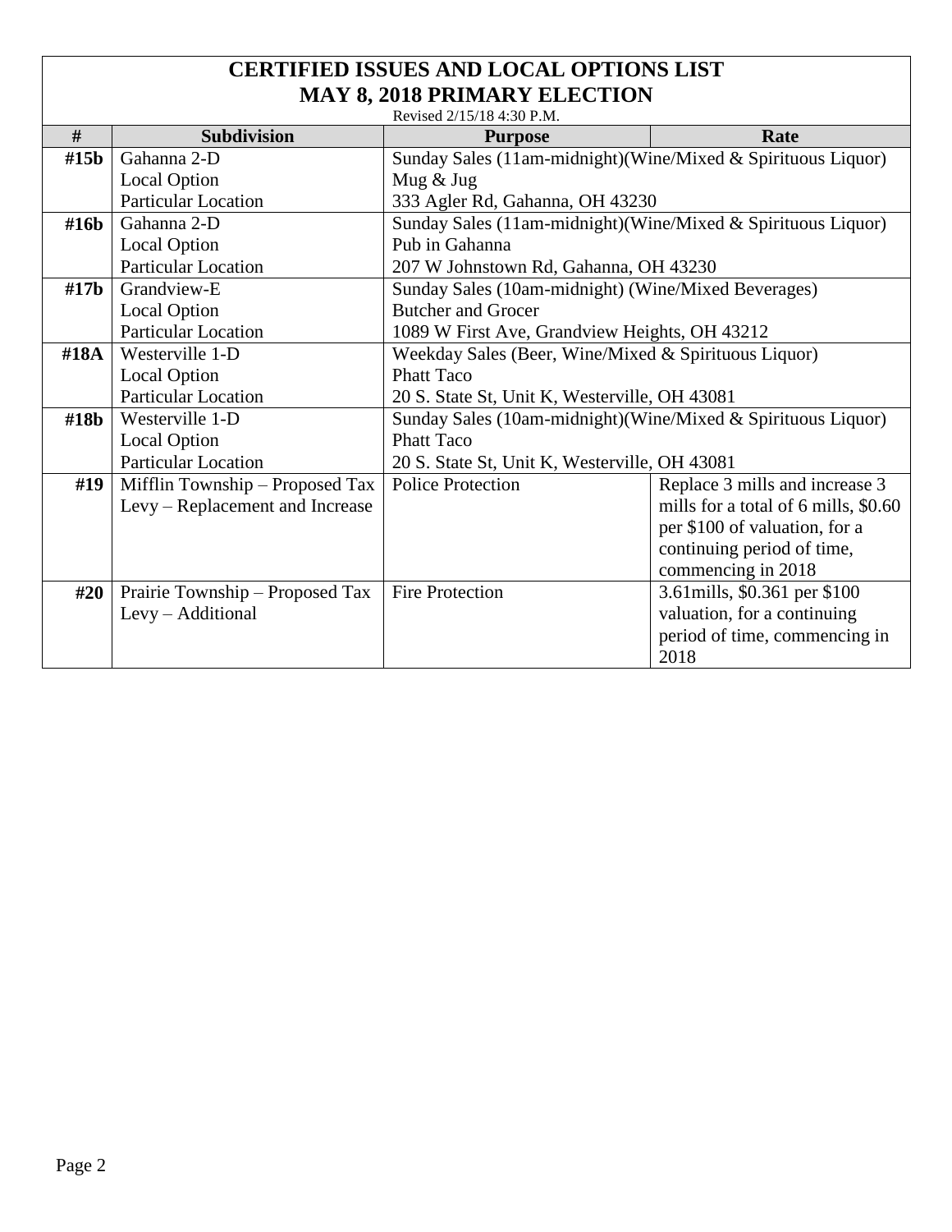# CERTIFIED ISSUES AND LOCAL OPTIONS LIST

## MAY 8, 2018 PRIMARY ELECTION

Revised 2/15/18 4:30 P.M.

| # | Subdivision | Purpose | Rate |
|---|---|---|---|
| #15b | Gahanna 2-D<br>Local Option<br>Particular Location | Sunday Sales (11am-midnight)(Wine/Mixed & Spirituous Liquor)<br>Mug & Jug<br>333 Agler Rd, Gahanna, OH 43230 | |
| #16b | Gahanna 2-D<br>Local Option<br>Particular Location | Sunday Sales (11am-midnight)(Wine/Mixed & Spirituous Liquor)<br>Pub in Gahanna<br>207 W Johnstown Rd, Gahanna, OH 43230 | |
| #17b | Grandview-E<br>Local Option<br>Particular Location | Sunday Sales (10am-midnight) (Wine/Mixed Beverages)<br>Butcher and Grocer<br>1089 W First Ave, Grandview Heights, OH 43212 | |
| #18A | Westerville 1-D<br>Local Option<br>Particular Location | Weekday Sales (Beer, Wine/Mixed & Spirituous Liquor)<br>Phatt Taco<br>20 S. State St, Unit K, Westerville, OH 43081 | |
| #18b | Westerville 1-D<br>Local Option<br>Particular Location | Sunday Sales (10am-midnight)(Wine/Mixed & Spirituous Liquor)<br>Phatt Taco<br>20 S. State St, Unit K, Westerville, OH 43081 | |
| #19 | Mifflin Township – Proposed Tax Levy – Replacement and Increase | Police Protection | Replace 3 mills and increase 3 mills for a total of 6 mills, $0.60 per $100 of valuation, for a continuing period of time, commencing in 2018 |
| #20 | Prairie Township – Proposed Tax Levy – Additional | Fire Protection | 3.61mills, $0.361 per $100 valuation, for a continuing period of time, commencing in 2018 |